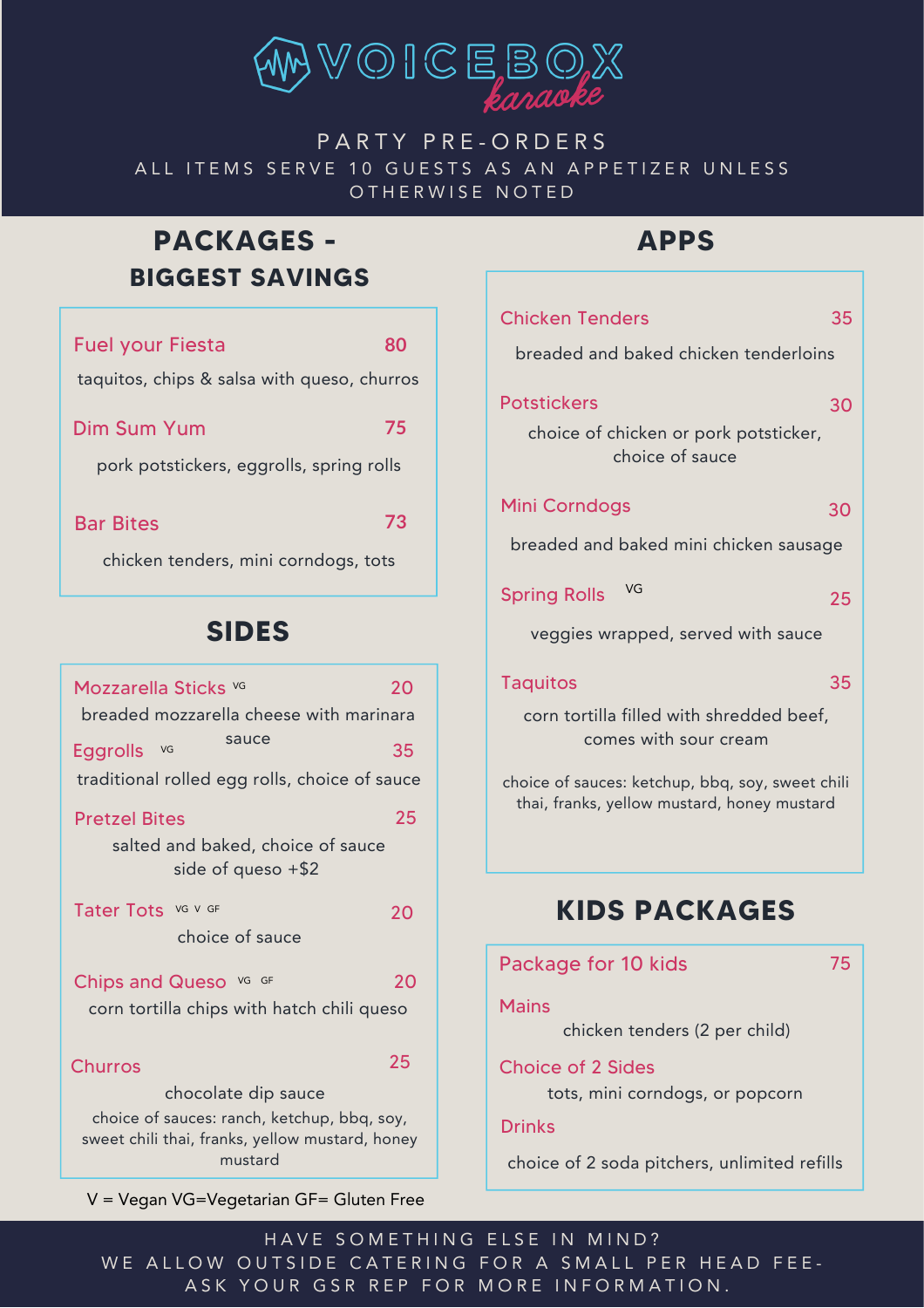# VOICEBOX karaoke

PARTY PRE-ORDERS

ALL ITEMS SERVE 10 GUESTS AS AN APPETIZER UNLESS OTHERWISE NOTED

## PACKAGES - BIGGEST SAVINGS

**Fuel your Fiesta** — 80

taquitos, chips & salsa with queso, churros

**Dim Sum Yum** — 75

pork potstickers, eggrolls, spring rolls

**Bar Bites** — 73

chicken tenders, mini corndogs, tots

## SIDES

**Mozzarella Sticks** VG — 20

breaded mozzarella cheese with marinara sauce

**Eggrolls** VG — 35

traditional rolled egg rolls, choice of sauce

**Pretzel Bites** — 25

salted and baked, choice of sauce
side of queso +$2

**Tater Tots** VG V GF — 20

choice of sauce

**Chips and Queso** VG GF — 20

corn tortilla chips with hatch chili queso

**Churros** — 25

chocolate dip sauce

choice of sauces: ranch, ketchup, bbq, soy, sweet chili thai, franks, yellow mustard, honey mustard

V = Vegan VG=Vegetarian GF= Gluten Free

## APPS

**Chicken Tenders** — 35

breaded and baked chicken tenderloins

**Potstickers** — 30

choice of chicken or pork potsticker, choice of sauce

**Mini Corndogs** — 30

breaded and baked mini chicken sausage

**Spring Rolls** VG — 25

veggies wrapped, served with sauce

**Taquitos** — 35

corn tortilla filled with shredded beef, comes with sour cream

choice of sauces: ketchup, bbq, soy, sweet chili thai, franks, yellow mustard, honey mustard

## KIDS PACKAGES

**Package for 10 kids** — 75

**Mains**

chicken tenders (2 per child)

**Choice of 2 Sides**

tots, mini corndogs, or popcorn

**Drinks**

choice of 2 soda pitchers, unlimited refills

HAVE SOMETHING ELSE IN MIND?
WE ALLOW OUTSIDE CATERING FOR A SMALL PER HEAD FEE- ASK YOUR GSR REP FOR MORE INFORMATION.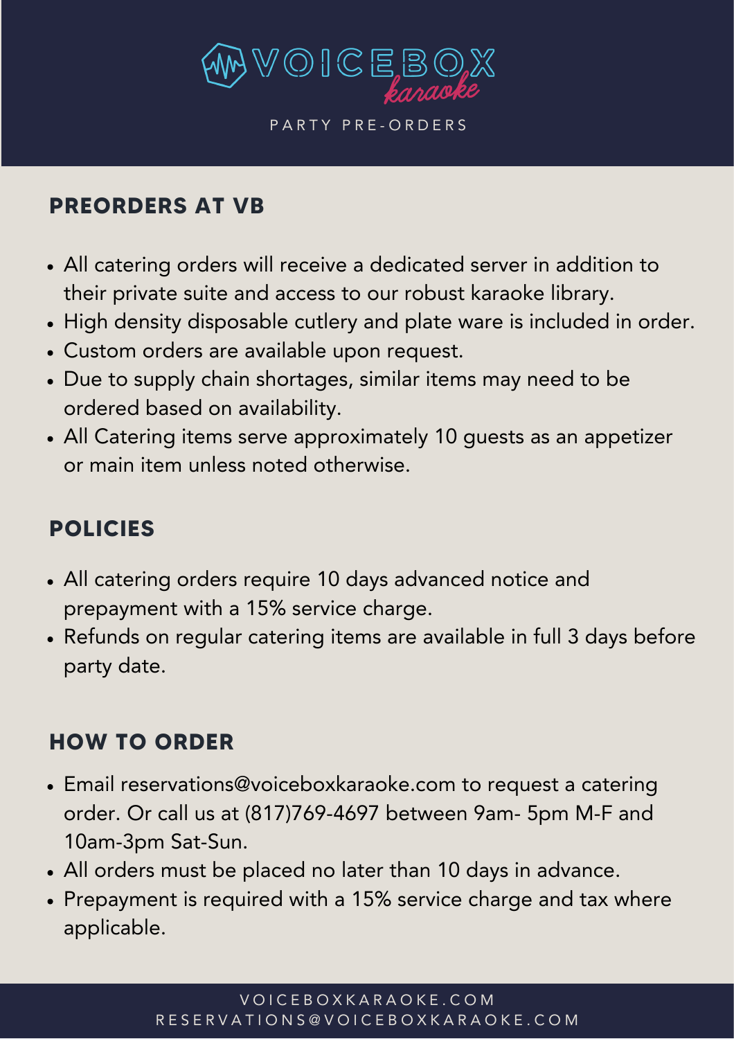# VOICEBOX *karaoke*

PARTY PRE-ORDERS

## PREORDERS AT VB

- All catering orders will receive a dedicated server in addition to their private suite and access to our robust karaoke library.
- High density disposable cutlery and plate ware is included in order.
- Custom orders are available upon request.
- Due to supply chain shortages, similar items may need to be ordered based on availability.
- All Catering items serve approximately 10 guests as an appetizer or main item unless noted otherwise.

## POLICIES

- All catering orders require 10 days advanced notice and prepayment with a 15% service charge.
- Refunds on regular catering items are available in full 3 days before party date.

## HOW TO ORDER

- Email reservations@voiceboxkaraoke.com to request a catering order. Or call us at (817)769-4697 between 9am- 5pm M-F and 10am-3pm Sat-Sun.
- All orders must be placed no later than 10 days in advance.
- Prepayment is required with a 15% service charge and tax where applicable.

VOICEBOXKARAOKE.COM
RESERVATIONS@VOICEBOXKARAOKE.COM